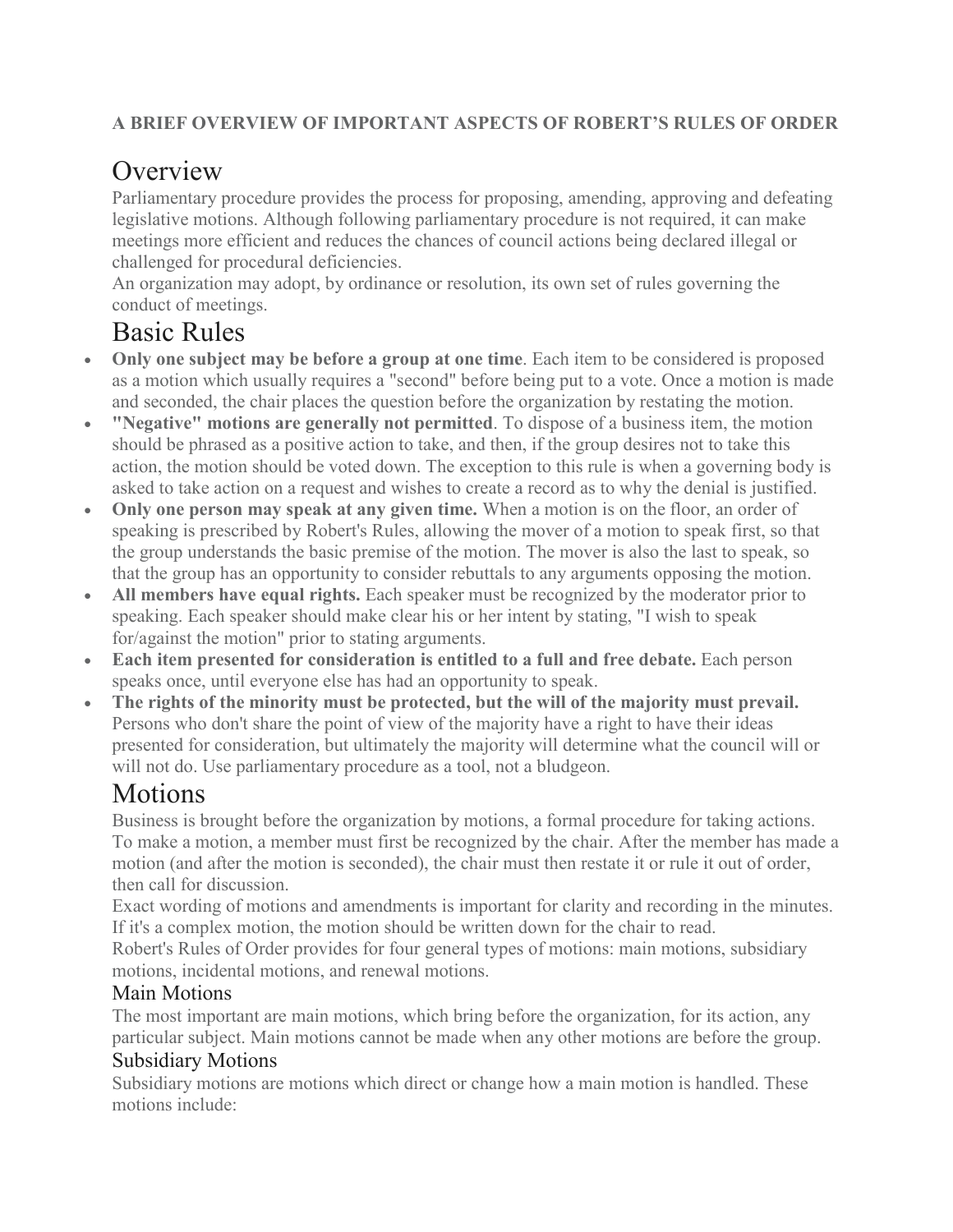**A BRIEF OVERVIEW OF IMPORTANT ASPECTS OF ROBERT'S RULES OF ORDER**

# Overview

Parliamentary procedure provides the process for proposing, amending, approving and defeating legislative motions. Although following parliamentary procedure is not required, it can make meetings more efficient and reduces the chances of council actions being declared illegal or challenged for procedural deficiencies.

An organization may adopt, by ordinance or resolution, its own set of rules governing the conduct of meetings.

# Basic Rules

- **Only one subject may be before a group at one time**. Each item to be considered is proposed as a motion which usually requires a "second" before being put to a vote. Once a motion is made and seconded, the chair places the question before the organization by restating the motion.
- **"Negative" motions are generally not permitted**. To dispose of a business item, the motion should be phrased as a positive action to take, and then, if the group desires not to take this action, the motion should be voted down. The exception to this rule is when a governing body is asked to take action on a request and wishes to create a record as to why the denial is justified.
- **Only one person may speak at any given time.** When a motion is on the floor, an order of speaking is prescribed by Robert's Rules, allowing the mover of a motion to speak first, so that the group understands the basic premise of the motion. The mover is also the last to speak, so that the group has an opportunity to consider rebuttals to any arguments opposing the motion.
- **All members have equal rights.** Each speaker must be recognized by the moderator prior to speaking. Each speaker should make clear his or her intent by stating, "I wish to speak for/against the motion" prior to stating arguments.
- **Each item presented for consideration is entitled to a full and free debate.** Each person speaks once, until everyone else has had an opportunity to speak.
- **The rights of the minority must be protected, but the will of the majority must prevail.** Persons who don't share the point of view of the majority have a right to have their ideas presented for consideration, but ultimately the majority will determine what the council will or will not do. Use parliamentary procedure as a tool, not a bludgeon.

# Motions

Business is brought before the organization by motions, a formal procedure for taking actions. To make a motion, a member must first be recognized by the chair. After the member has made a motion (and after the motion is seconded), the chair must then restate it or rule it out of order, then call for discussion.

Exact wording of motions and amendments is important for clarity and recording in the minutes. If it's a complex motion, the motion should be written down for the chair to read.

Robert's Rules of Order provides for four general types of motions: main motions, subsidiary motions, incidental motions, and renewal motions.

## Main Motions

The most important are main motions, which bring before the organization, for its action, any particular subject. Main motions cannot be made when any other motions are before the group.

## Subsidiary Motions

Subsidiary motions are motions which direct or change how a main motion is handled. These motions include: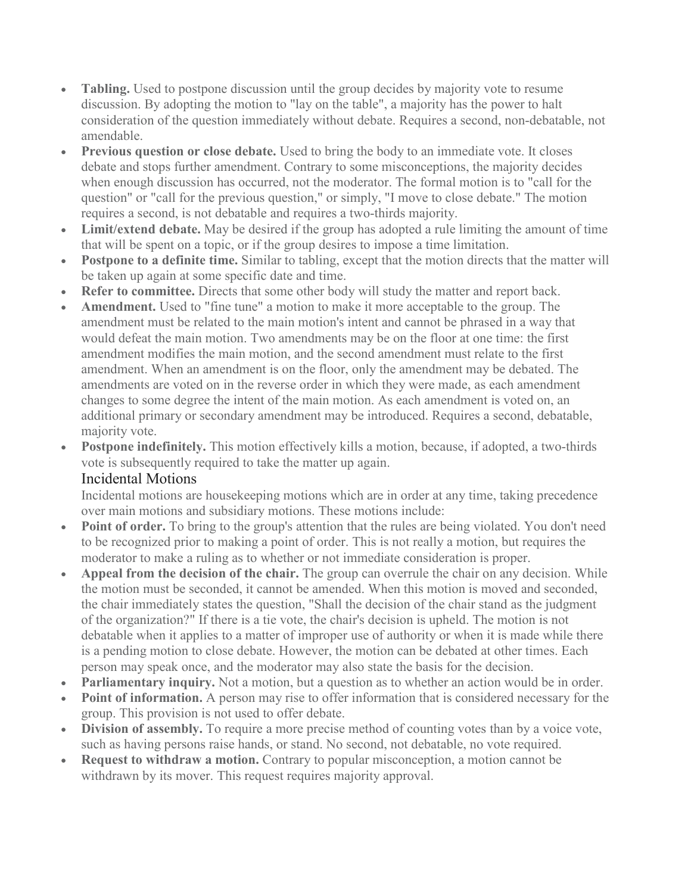- **Tabling.** Used to postpone discussion until the group decides by majority vote to resume discussion. By adopting the motion to "lay on the table", a majority has the power to halt consideration of the question immediately without debate. Requires a second, non-debatable, not amendable.
- **Previous question or close debate.** Used to bring the body to an immediate vote. It closes debate and stops further amendment. Contrary to some misconceptions, the majority decides when enough discussion has occurred, not the moderator. The formal motion is to "call for the question" or "call for the previous question," or simply, "I move to close debate." The motion requires a second, is not debatable and requires a two-thirds majority.
- **Limit/extend debate.** May be desired if the group has adopted a rule limiting the amount of time that will be spent on a topic, or if the group desires to impose a time limitation.
- **Postpone to a definite time.** Similar to tabling, except that the motion directs that the matter will be taken up again at some specific date and time.
- **Refer to committee.** Directs that some other body will study the matter and report back.
- **Amendment.** Used to "fine tune" a motion to make it more acceptable to the group. The amendment must be related to the main motion's intent and cannot be phrased in a way that would defeat the main motion. Two amendments may be on the floor at one time: the first amendment modifies the main motion, and the second amendment must relate to the first amendment. When an amendment is on the floor, only the amendment may be debated. The amendments are voted on in the reverse order in which they were made, as each amendment changes to some degree the intent of the main motion. As each amendment is voted on, an additional primary or secondary amendment may be introduced. Requires a second, debatable, majority vote.
- **Postpone indefinitely.** This motion effectively kills a motion, because, if adopted, a two-thirds vote is subsequently required to take the matter up again.

## Incidental Motions

Incidental motions are housekeeping motions which are in order at any time, taking precedence over main motions and subsidiary motions. These motions include:

- **Point of order.** To bring to the group's attention that the rules are being violated. You don't need to be recognized prior to making a point of order. This is not really a motion, but requires the moderator to make a ruling as to whether or not immediate consideration is proper.
- **Appeal from the decision of the chair.** The group can overrule the chair on any decision. While the motion must be seconded, it cannot be amended. When this motion is moved and seconded, the chair immediately states the question, "Shall the decision of the chair stand as the judgment of the organization?" If there is a tie vote, the chair's decision is upheld. The motion is not debatable when it applies to a matter of improper use of authority or when it is made while there is a pending motion to close debate. However, the motion can be debated at other times. Each person may speak once, and the moderator may also state the basis for the decision.
- **Parliamentary inquiry.** Not a motion, but a question as to whether an action would be in order.
- **Point of information.** A person may rise to offer information that is considered necessary for the group. This provision is not used to offer debate.
- **Division of assembly.** To require a more precise method of counting votes than by a voice vote, such as having persons raise hands, or stand. No second, not debatable, no vote required.
- **Request to withdraw a motion.** Contrary to popular misconception, a motion cannot be withdrawn by its mover. This request requires majority approval.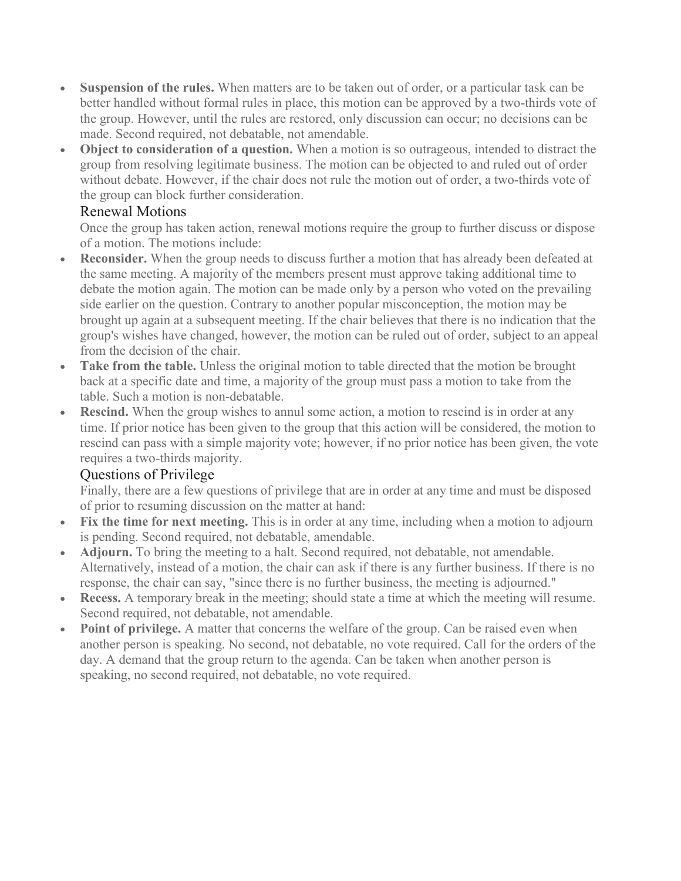- **Suspension of the rules.** When matters are to be taken out of order, or a particular task can be better handled without formal rules in place, this motion can be approved by a two-thirds vote of the group. However, until the rules are restored, only discussion can occur; no decisions can be made. Second required, not debatable, not amendable.
- **Object to consideration of a question.** When a motion is so outrageous, intended to distract the group from resolving legitimate business. The motion can be objected to and ruled out of order without debate. However, if the chair does not rule the motion out of order, a two-thirds vote of the group can block further consideration.

### Renewal Motions

Once the group has taken action, renewal motions require the group to further discuss or dispose of a motion. The motions include:

- **Reconsider.** When the group needs to discuss further a motion that has already been defeated at the same meeting. A majority of the members present must approve taking additional time to debate the motion again. The motion can be made only by a person who voted on the prevailing side earlier on the question. Contrary to another popular misconception, the motion may be brought up again at a subsequent meeting. If the chair believes that there is no indication that the group's wishes have changed, however, the motion can be ruled out of order, subject to an appeal from the decision of the chair.
- **Take from the table.** Unless the original motion to table directed that the motion be brought back at a specific date and time, a majority of the group must pass a motion to take from the table. Such a motion is non-debatable.
- **Rescind.** When the group wishes to annul some action, a motion to rescind is in order at any time. If prior notice has been given to the group that this action will be considered, the motion to rescind can pass with a simple majority vote; however, if no prior notice has been given, the vote requires a two-thirds majority.

### Questions of Privilege

Finally, there are a few questions of privilege that are in order at any time and must be disposed of prior to resuming discussion on the matter at hand:

- **Fix the time for next meeting.** This is in order at any time, including when a motion to adjourn is pending. Second required, not debatable, amendable.
- **Adjourn.** To bring the meeting to a halt. Second required, not debatable, not amendable. Alternatively, instead of a motion, the chair can ask if there is any further business. If there is no response, the chair can say, "since there is no further business, the meeting is adjourned."
- **Recess.** A temporary break in the meeting; should state a time at which the meeting will resume. Second required, not debatable, not amendable.
- **Point of privilege.** A matter that concerns the welfare of the group. Can be raised even when another person is speaking. No second, not debatable, no vote required. Call for the orders of the day. A demand that the group return to the agenda. Can be taken when another person is speaking, no second required, not debatable, no vote required.